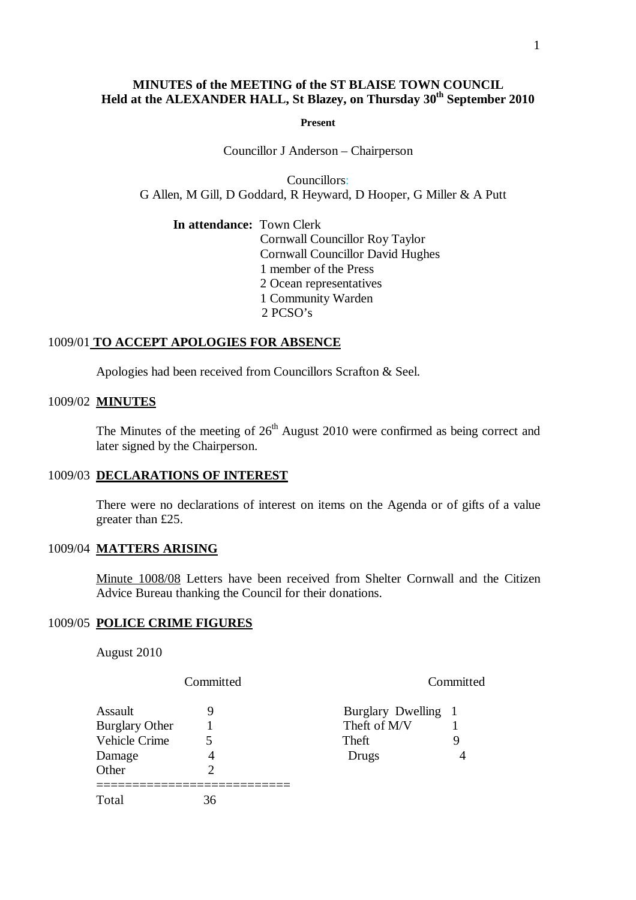# MINUTES of the MEETING of the ST BLAISE TOWN COUNCIL
## Held at the ALEXANDER HALL, St Blazey, on Thursday 30th September 2010

**Present**

Councillor J Anderson – Chairperson

Councillors:
G Allen, M Gill, D Goddard, R Heyward, D Hooper, G Miller & A Putt

**In attendance:** Town Clerk
Cornwall Councillor Roy Taylor
Cornwall Councillor David Hughes
1 member of the Press
2 Ocean representatives
1 Community Warden
2 PCSO's

### 1009/01 TO ACCEPT APOLOGIES FOR ABSENCE

Apologies had been received from Councillors Scrafton & Seel.

### 1009/02 MINUTES

The Minutes of the meeting of 26th August 2010 were confirmed as being correct and later signed by the Chairperson.

### 1009/03 DECLARATIONS OF INTEREST

There were no declarations of interest on items on the Agenda or of gifts of a value greater than £25.

### 1009/04 MATTERS ARISING

Minute 1008/08 Letters have been received from Shelter Cornwall and the Citizen Advice Bureau thanking the Council for their donations.

### 1009/05 POLICE CRIME FIGURES

August 2010

| | Committed | | Committed |
|---|---|---|---|
| Assault | 9 | Burglary Dwelling | 1 |
| Burglary Other | 1 | Theft of M/V | 1 |
| Vehicle Crime | 5 | Theft | 9 |
| Damage | 4 | Drugs | 4 |
| Other | 2 | | |
| **Total** | **36** | | |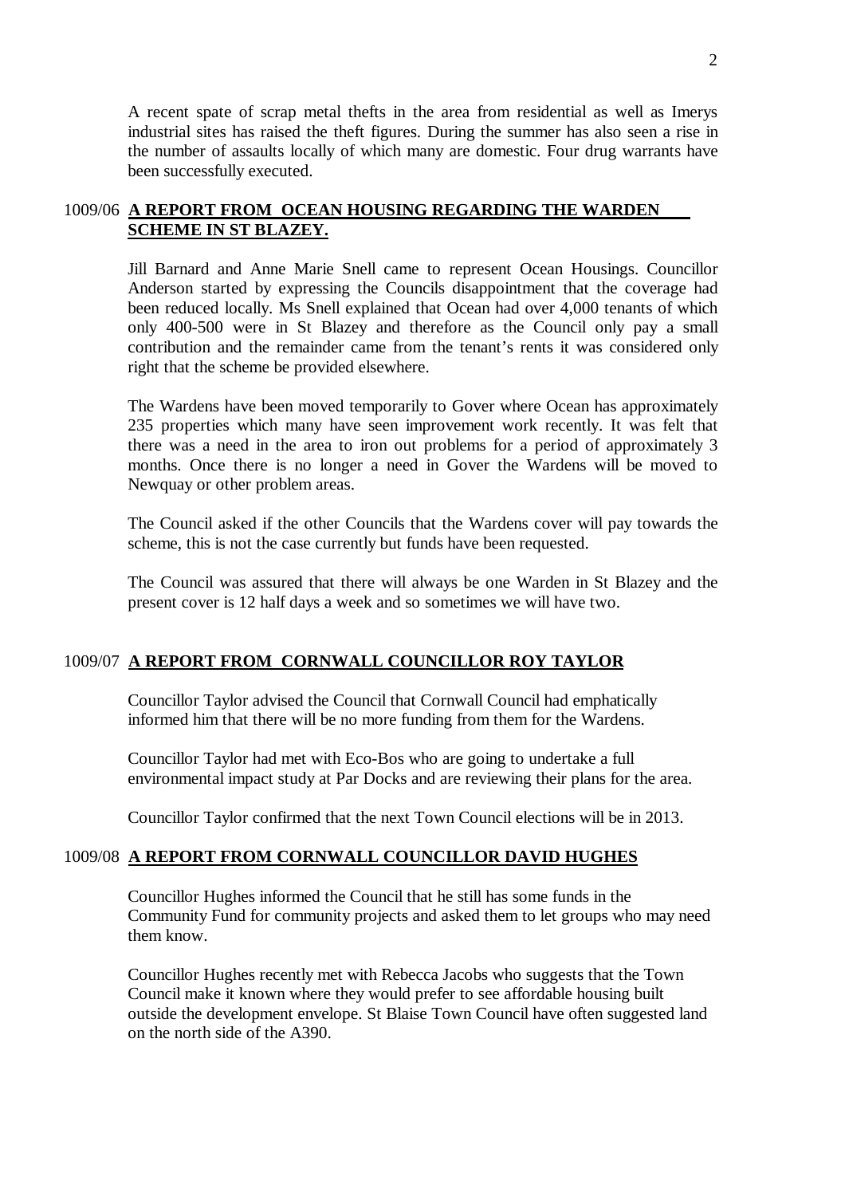A recent spate of scrap metal thefts in the area from residential as well as Imerys industrial sites has raised the theft figures. During the summer has also seen a rise in the number of assaults locally of which many are domestic. Four drug warrants have been successfully executed.

## 1009/06 **A REPORT FROM OCEAN HOUSING REGARDING THE WARDEN SCHEME IN ST BLAZEY.**

Jill Barnard and Anne Marie Snell came to represent Ocean Housings. Councillor Anderson started by expressing the Councils disappointment that the coverage had been reduced locally. Ms Snell explained that Ocean had over 4,000 tenants of which only 400-500 were in St Blazey and therefore as the Council only pay a small contribution and the remainder came from the tenant's rents it was considered only right that the scheme be provided elsewhere.

The Wardens have been moved temporarily to Gover where Ocean has approximately 235 properties which many have seen improvement work recently. It was felt that there was a need in the area to iron out problems for a period of approximately 3 months. Once there is no longer a need in Gover the Wardens will be moved to Newquay or other problem areas.

The Council asked if the other Councils that the Wardens cover will pay towards the scheme, this is not the case currently but funds have been requested.

The Council was assured that there will always be one Warden in St Blazey and the present cover is 12 half days a week and so sometimes we will have two.

## 1009/07 **A REPORT FROM CORNWALL COUNCILLOR ROY TAYLOR**

Councillor Taylor advised the Council that Cornwall Council had emphatically informed him that there will be no more funding from them for the Wardens.

Councillor Taylor had met with Eco-Bos who are going to undertake a full environmental impact study at Par Docks and are reviewing their plans for the area.

Councillor Taylor confirmed that the next Town Council elections will be in 2013.

## 1009/08 **A REPORT FROM CORNWALL COUNCILLOR DAVID HUGHES**

Councillor Hughes informed the Council that he still has some funds in the Community Fund for community projects and asked them to let groups who may need them know.

Councillor Hughes recently met with Rebecca Jacobs who suggests that the Town Council make it known where they would prefer to see affordable housing built outside the development envelope. St Blaise Town Council have often suggested land on the north side of the A390.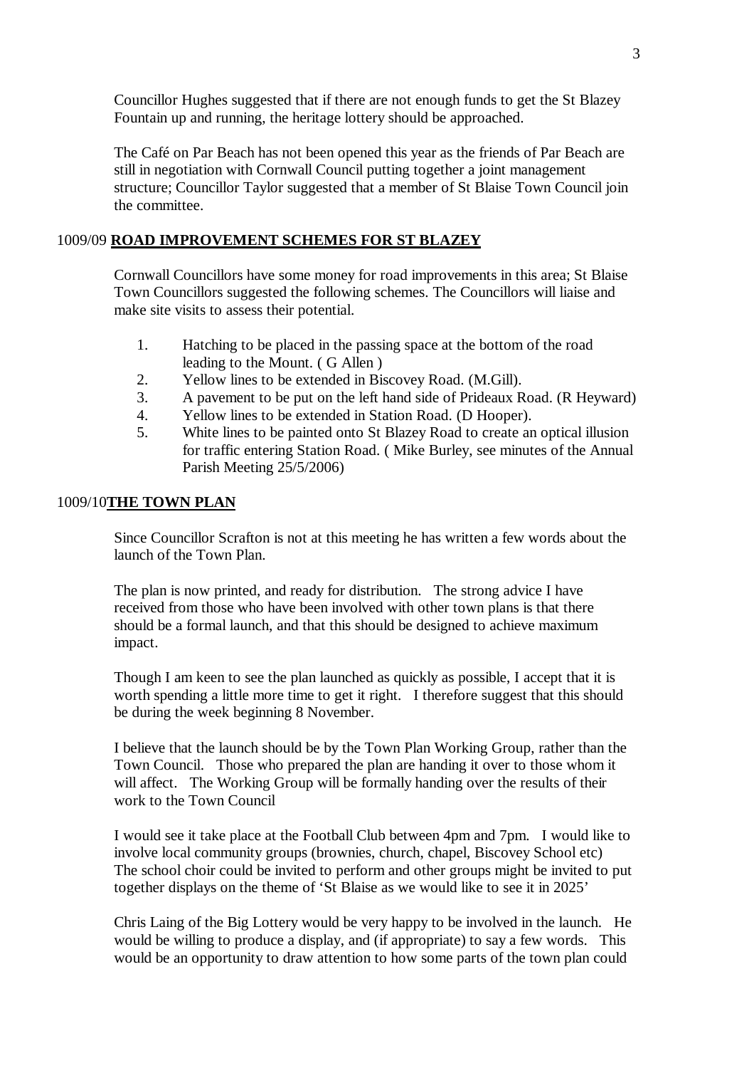Councillor Hughes suggested that if there are not enough funds to get the St Blazey Fountain up and running, the heritage lottery should be approached.

The Café on Par Beach has not been opened this year as the friends of Par Beach are still in negotiation with Cornwall Council putting together a joint management structure; Councillor Taylor suggested that a member of St Blaise Town Council join the committee.

## 1009/09 **ROAD IMPROVEMENT SCHEMES FOR ST BLAZEY**

Cornwall Councillors have some money for road improvements in this area; St Blaise Town Councillors suggested the following schemes. The Councillors will liaise and make site visits to assess their potential.

1. Hatching to be placed in the passing space at the bottom of the road leading to the Mount. ( G Allen )
2. Yellow lines to be extended in Biscovey Road. (M.Gill).
3. A pavement to be put on the left hand side of Prideaux Road. (R Heyward)
4. Yellow lines to be extended in Station Road. (D Hooper).
5. White lines to be painted onto St Blazey Road to create an optical illusion for traffic entering Station Road. ( Mike Burley, see minutes of the Annual Parish Meeting 25/5/2006)

## 1009/10 **THE TOWN PLAN**

Since Councillor Scrafton is not at this meeting he has written a few words about the launch of the Town Plan.

The plan is now printed, and ready for distribution. The strong advice I have received from those who have been involved with other town plans is that there should be a formal launch, and that this should be designed to achieve maximum impact.

Though I am keen to see the plan launched as quickly as possible, I accept that it is worth spending a little more time to get it right. I therefore suggest that this should be during the week beginning 8 November.

I believe that the launch should be by the Town Plan Working Group, rather than the Town Council. Those who prepared the plan are handing it over to those whom it will affect. The Working Group will be formally handing over the results of their work to the Town Council

I would see it take place at the Football Club between 4pm and 7pm. I would like to involve local community groups (brownies, church, chapel, Biscovey School etc) The school choir could be invited to perform and other groups might be invited to put together displays on the theme of 'St Blaise as we would like to see it in 2025'

Chris Laing of the Big Lottery would be very happy to be involved in the launch. He would be willing to produce a display, and (if appropriate) to say a few words. This would be an opportunity to draw attention to how some parts of the town plan could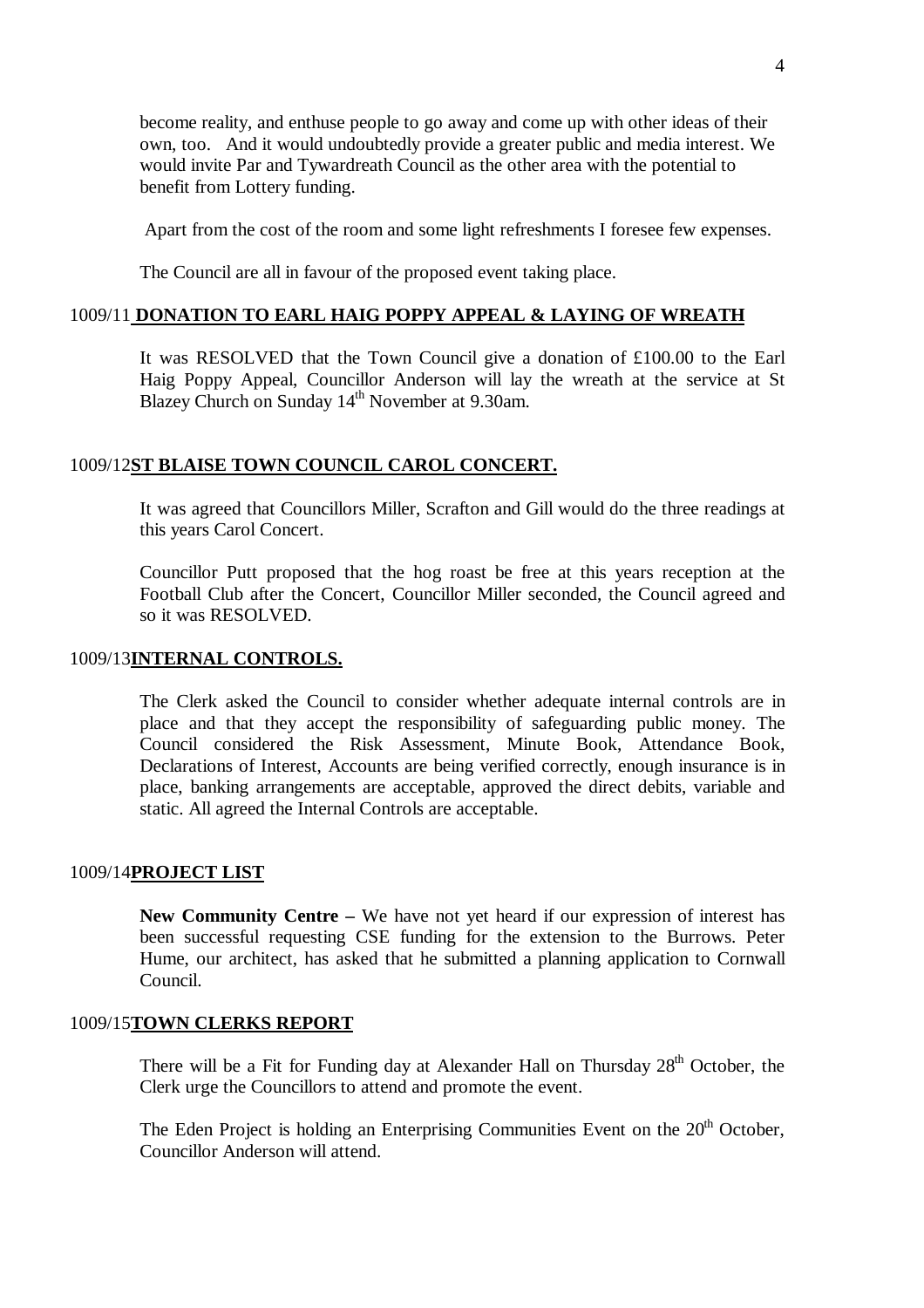become reality, and enthuse people to go away and come up with other ideas of their own, too. And it would undoubtedly provide a greater public and media interest. We would invite Par and Tywardreath Council as the other area with the potential to benefit from Lottery funding.

Apart from the cost of the room and some light refreshments I foresee few expenses.

The Council are all in favour of the proposed event taking place.

## 1009/11 DONATION TO EARL HAIG POPPY APPEAL & LAYING OF WREATH

It was RESOLVED that the Town Council give a donation of £100.00 to the Earl Haig Poppy Appeal, Councillor Anderson will lay the wreath at the service at St Blazey Church on Sunday 14th November at 9.30am.

## 1009/12 ST BLAISE TOWN COUNCIL CAROL CONCERT.

It was agreed that Councillors Miller, Scrafton and Gill would do the three readings at this years Carol Concert.

Councillor Putt proposed that the hog roast be free at this years reception at the Football Club after the Concert, Councillor Miller seconded, the Council agreed and so it was RESOLVED.

## 1009/13 INTERNAL CONTROLS.

The Clerk asked the Council to consider whether adequate internal controls are in place and that they accept the responsibility of safeguarding public money. The Council considered the Risk Assessment, Minute Book, Attendance Book, Declarations of Interest, Accounts are being verified correctly, enough insurance is in place, banking arrangements are acceptable, approved the direct debits, variable and static. All agreed the Internal Controls are acceptable.

## 1009/14 PROJECT LIST

**New Community Centre –** We have not yet heard if our expression of interest has been successful requesting CSE funding for the extension to the Burrows. Peter Hume, our architect, has asked that he submitted a planning application to Cornwall Council.

## 1009/15 TOWN CLERKS REPORT

There will be a Fit for Funding day at Alexander Hall on Thursday 28th October, the Clerk urge the Councillors to attend and promote the event.

The Eden Project is holding an Enterprising Communities Event on the 20th October, Councillor Anderson will attend.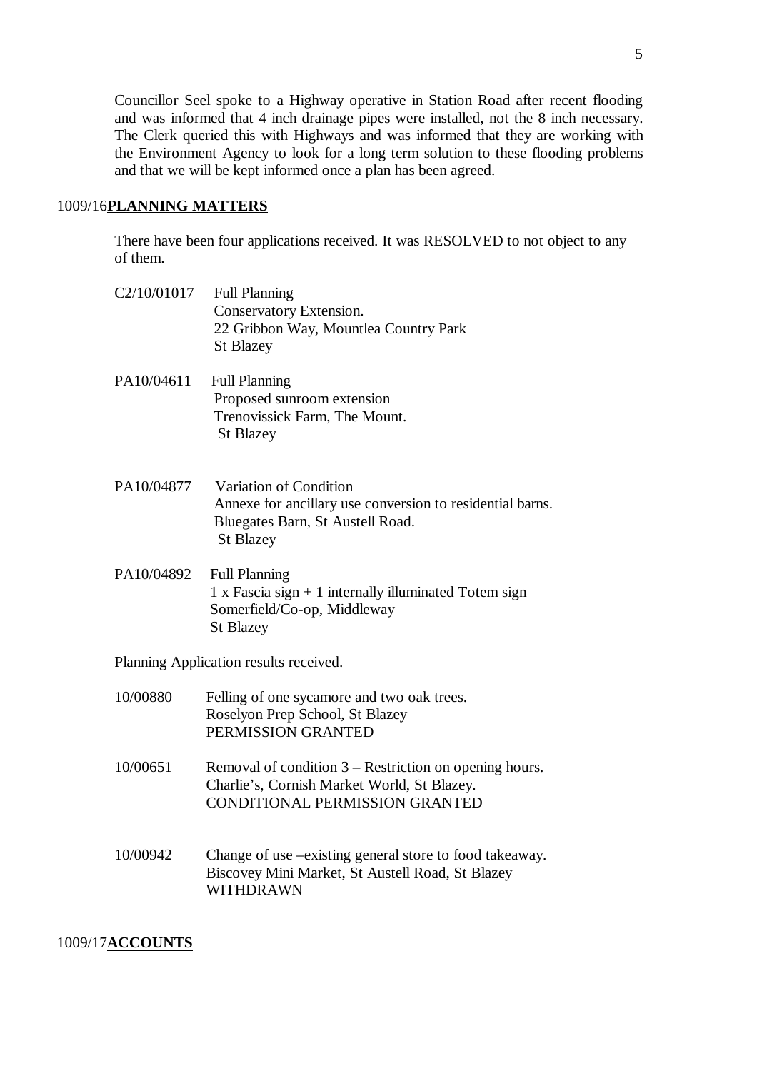Councillor Seel spoke to a Highway operative in Station Road after recent flooding and was informed that 4 inch drainage pipes were installed, not the 8 inch necessary. The Clerk queried this with Highways and was informed that they are working with the Environment Agency to look for a long term solution to these flooding problems and that we will be kept informed once a plan has been agreed.

## 1009/16 **PLANNING MATTERS**

There have been four applications received. It was RESOLVED to not object to any of them.

C2/10/01017 Full Planning
Conservatory Extension.
22 Gribbon Way, Mountlea Country Park
St Blazey

PA10/04611 Full Planning
Proposed sunroom extension
Trenovissick Farm, The Mount.
St Blazey

PA10/04877 Variation of Condition
Annexe for ancillary use conversion to residential barns.
Bluegates Barn, St Austell Road.
St Blazey

PA10/04892 Full Planning
1 x Fascia sign + 1 internally illuminated Totem sign
Somerfield/Co-op, Middleway
St Blazey

Planning Application results received.

10/00880 Felling of one sycamore and two oak trees.
Roselyon Prep School, St Blazey
PERMISSION GRANTED

10/00651 Removal of condition 3 – Restriction on opening hours.
Charlie's, Cornish Market World, St Blazey.
CONDITIONAL PERMISSION GRANTED

10/00942 Change of use –existing general store to food takeaway.
Biscovey Mini Market, St Austell Road, St Blazey
WITHDRAWN

## 1009/17 **ACCOUNTS**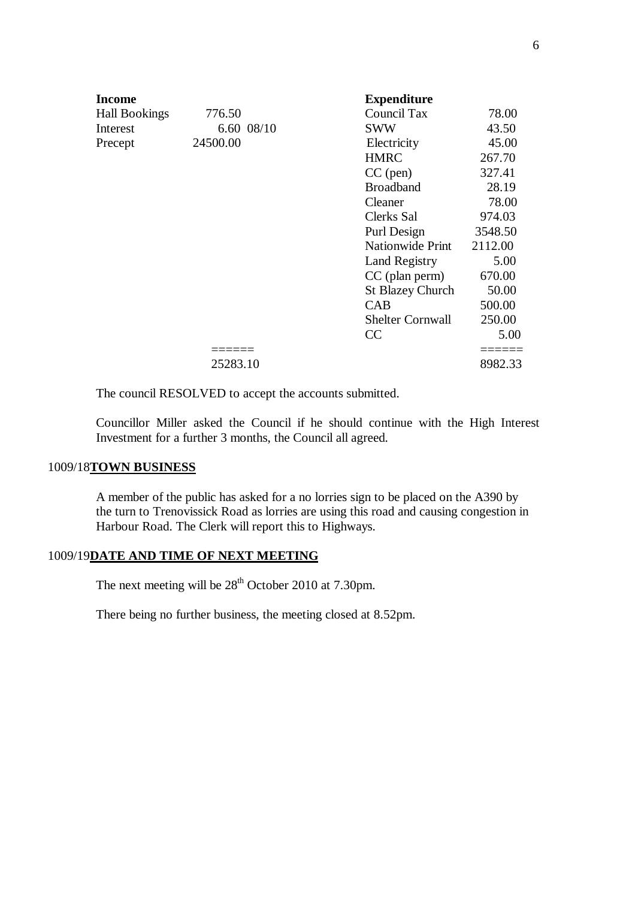| Income | | | Expenditure | |
|---|---|---|---|---|
| Hall Bookings | 776.50 | | Council Tax | 78.00 |
| Interest | 6.60 | 08/10 | SWW | 43.50 |
| Precept | 24500.00 | | Electricity | 45.00 |
| | | | HMRC | 267.70 |
| | | | CC (pen) | 327.41 |
| | | | Broadband | 28.19 |
| | | | Cleaner | 78.00 |
| | | | Clerks Sal | 974.03 |
| | | | Purl Design | 3548.50 |
| | | | Nationwide Print | 2112.00 |
| | | | Land Registry | 5.00 |
| | | | CC (plan perm) | 670.00 |
| | | | St Blazey Church | 50.00 |
| | | | CAB | 500.00 |
| | | | Shelter Cornwall | 250.00 |
| | | | CC | 5.00 |
| | ====== | | | ====== |
| | 25283.10 | | | 8982.33 |

The council RESOLVED to accept the accounts submitted.

Councillor Miller asked the Council if he should continue with the High Interest Investment for a further 3 months, the Council all agreed.

## 1009/18 **TOWN BUSINESS**

A member of the public has asked for a no lorries sign to be placed on the A390 by the turn to Trenovissick Road as lorries are using this road and causing congestion in Harbour Road. The Clerk will report this to Highways.

## 1009/19 **DATE AND TIME OF NEXT MEETING**

The next meeting will be 28th October 2010 at 7.30pm.

There being no further business, the meeting closed at 8.52pm.